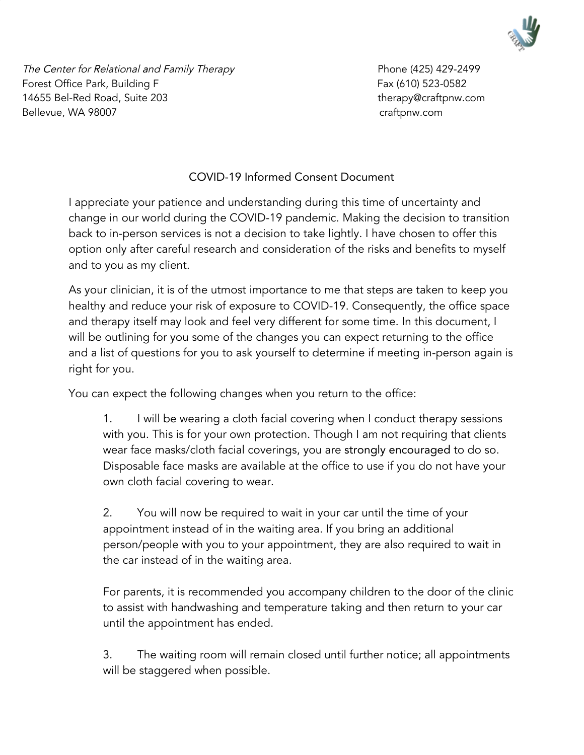*The Center for Relational and Family Therapy*
Forest Office Park, Building F
14655 Bel-Red Road, Suite 203
Bellevue, WA 98007

Phone (425) 429-2499
Fax (610) 523-0582
therapy@craftpnw.com
craftpnw.com

# COVID-19 Informed Consent Document

I appreciate your patience and understanding during this time of uncertainty and change in our world during the COVID-19 pandemic. Making the decision to transition back to in-person services is not a decision to take lightly. I have chosen to offer this option only after careful research and consideration of the risks and benefits to myself and to you as my client.

As your clinician, it is of the utmost importance to me that steps are taken to keep you healthy and reduce your risk of exposure to COVID-19. Consequently, the office space and therapy itself may look and feel very different for some time. In this document, I will be outlining for you some of the changes you can expect returning to the office and a list of questions for you to ask yourself to determine if meeting in-person again is right for you.

You can expect the following changes when you return to the office:

1. I will be wearing a cloth facial covering when I conduct therapy sessions with you. This is for your own protection. Though I am not requiring that clients wear face masks/cloth facial coverings, you are strongly encouraged to do so. Disposable face masks are available at the office to use if you do not have your own cloth facial covering to wear.

2. You will now be required to wait in your car until the time of your appointment instead of in the waiting area. If you bring an additional person/people with you to your appointment, they are also required to wait in the car instead of in the waiting area.

   For parents, it is recommended you accompany children to the door of the clinic to assist with handwashing and temperature taking and then return to your car until the appointment has ended.

3. The waiting room will remain closed until further notice; all appointments will be staggered when possible.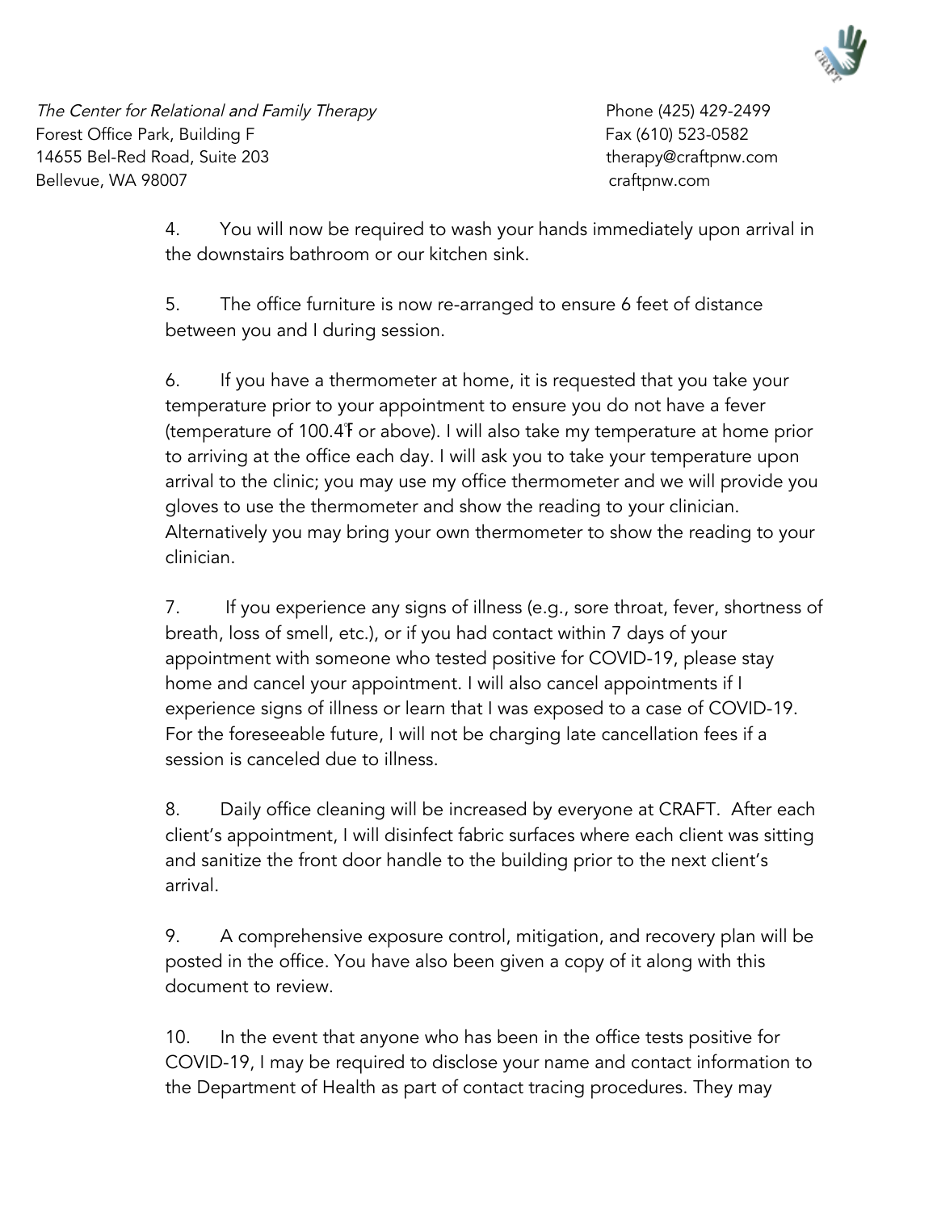4. You will now be required to wash your hands immediately upon arrival in the downstairs bathroom or our kitchen sink.

5. The office furniture is now re-arranged to ensure 6 feet of distance between you and I during session.

6. If you have a thermometer at home, it is requested that you take your temperature prior to your appointment to ensure you do not have a fever (temperature of 100.4°F or above). I will also take my temperature at home prior to arriving at the office each day. I will ask you to take your temperature upon arrival to the clinic; you may use my office thermometer and we will provide you gloves to use the thermometer and show the reading to your clinician. Alternatively you may bring your own thermometer to show the reading to your clinician.

7. If you experience any signs of illness (e.g., sore throat, fever, shortness of breath, loss of smell, etc.), or if you had contact within 7 days of your appointment with someone who tested positive for COVID-19, please stay home and cancel your appointment. I will also cancel appointments if I experience signs of illness or learn that I was exposed to a case of COVID-19. For the foreseeable future, I will not be charging late cancellation fees if a session is canceled due to illness.

8. Daily office cleaning will be increased by everyone at CRAFT. After each client's appointment, I will disinfect fabric surfaces where each client was sitting and sanitize the front door handle to the building prior to the next client's arrival.

9. A comprehensive exposure control, mitigation, and recovery plan will be posted in the office. You have also been given a copy of it along with this document to review.

10. In the event that anyone who has been in the office tests positive for COVID-19, I may be required to disclose your name and contact information to the Department of Health as part of contact tracing procedures. They may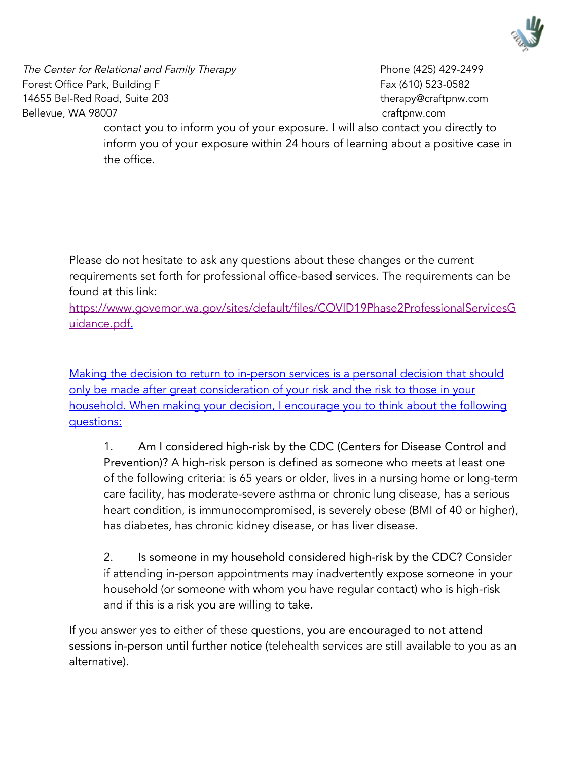contact you to inform you of your exposure. I will also contact you directly to inform you of your exposure within 24 hours of learning about a positive case in the office.

Please do not hesitate to ask any questions about these changes or the current requirements set forth for professional office-based services. The requirements can be found at this link:
https://www.governor.wa.gov/sites/default/files/COVID19Phase2ProfessionalServicesGuidance.pdf.

Making the decision to return to in-person services is a personal decision that should only be made after great consideration of your risk and the risk to those in your household. When making your decision, I encourage you to think about the following questions:

1. Am I considered high-risk by the CDC (Centers for Disease Control and Prevention)? A high-risk person is defined as someone who meets at least one of the following criteria: is 65 years or older, lives in a nursing home or long-term care facility, has moderate-severe asthma or chronic lung disease, has a serious heart condition, is immunocompromised, is severely obese (BMI of 40 or higher), has diabetes, has chronic kidney disease, or has liver disease.

2. Is someone in my household considered high-risk by the CDC? Consider if attending in-person appointments may inadvertently expose someone in your household (or someone with whom you have regular contact) who is high-risk and if this is a risk you are willing to take.

If you answer yes to either of these questions, you are encouraged to not attend sessions in-person until further notice (telehealth services are still available to you as an alternative).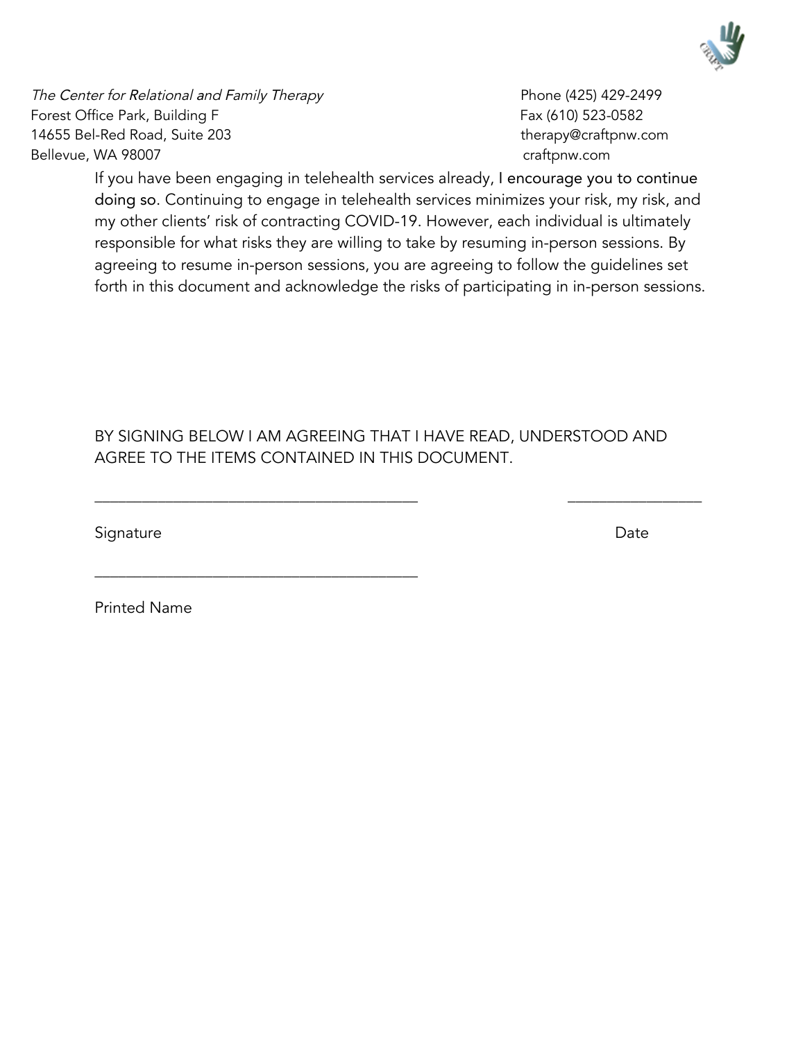*The Center for Relational and Family Therapy*
Forest Office Park, Building F
14655 Bel-Red Road, Suite 203
Bellevue, WA 98007

Phone (425) 429-2499
Fax (610) 523-0582
therapy@craftpnw.com
craftpnw.com

If you have been engaging in telehealth services already, I encourage you to continue doing so. Continuing to engage in telehealth services minimizes your risk, my risk, and my other clients' risk of contracting COVID-19. However, each individual is ultimately responsible for what risks they are willing to take by resuming in-person sessions. By agreeing to resume in-person sessions, you are agreeing to follow the guidelines set forth in this document and acknowledge the risks of participating in in-person sessions.

BY SIGNING BELOW I AM AGREEING THAT I HAVE READ, UNDERSTOOD AND AGREE TO THE ITEMS CONTAINED IN THIS DOCUMENT.

________________________________________ ________________

Signature Date

________________________________________

Printed Name